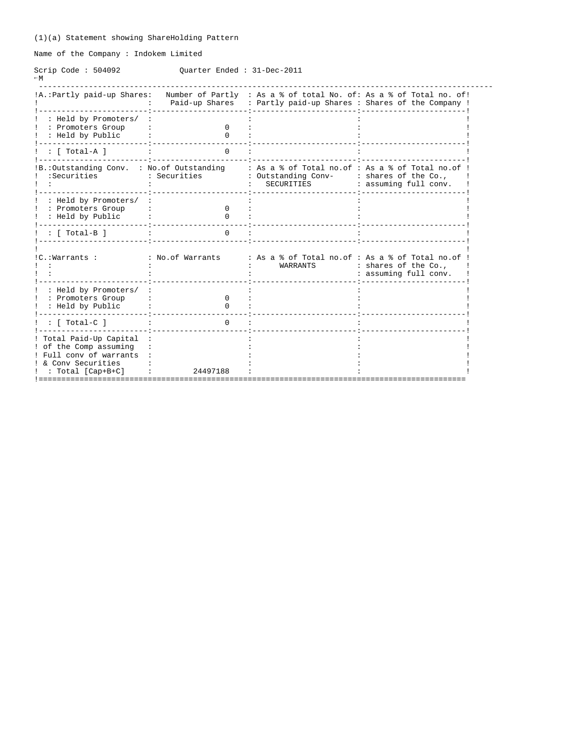(1)(a) Statement showing ShareHolding Pattern

Name of the Company : Indokem Limited

Scrip Code : 504092 Quarter Ended : 31-Dec-2011

| A.:Partly paid-up Shares: | Number of Partly Paid-up Shares | As a % of total No. of: Partly paid-up Shares | As a % of Total no. of Shares of the Company |
|---|---|---|---|
| : Held by Promoters/ : Promoters Group | 0 | | |
| : Held by Public | 0 | | |
| : [ Total-A ] | 0 | | |
| **B.:Outstanding Conv. :Securities** | **No.of Outstanding Securities** | **As a % of Total no.of Outstanding Conv- SECURITIES** | **As a % of Total no.of shares of the Co., assuming full conv.** |
| : Held by Promoters/ : Promoters Group | 0 | | |
| : Held by Public | 0 | | |
| : [ Total-B ] | 0 | | |
| **C.:Warrants :** | **No.of Warrants** | **As a % of Total no.of WARRANTS** | **As a % of Total no.of shares of the Co., assuming full conv.** |
| : Held by Promoters/ : Promoters Group | 0 | | |
| : Held by Public | 0 | | |
| : [ Total-C ] | 0 | | |
| Total Paid-Up Capital of the Comp assuming Full conv of warrants & Conv Securities : Total [Cap+B+C] | 24497188 | | |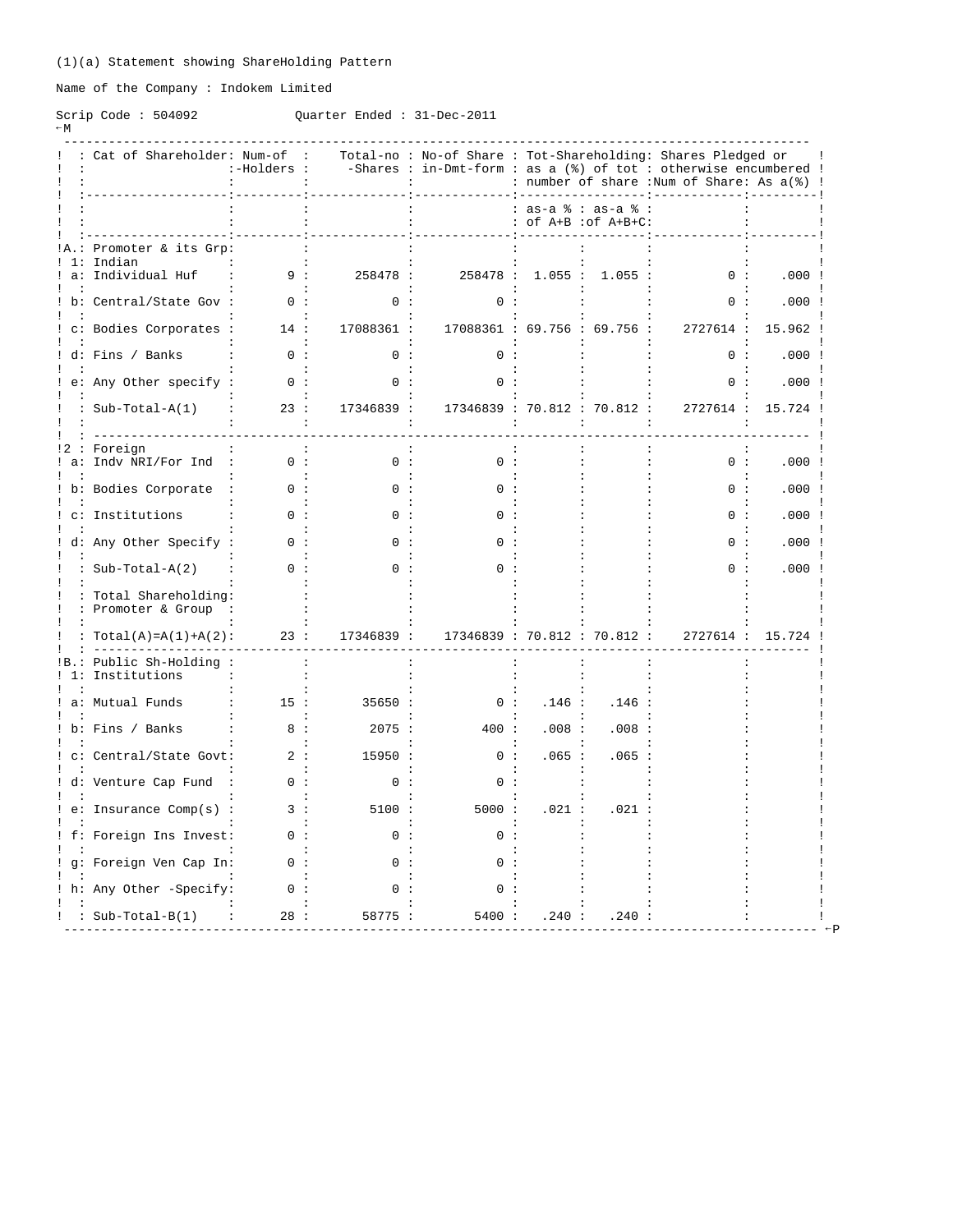(1)(a) Statement showing ShareHolding Pattern

Name of the Company : Indokem Limited

Scrip Code : 504092 Quarter Ended : 31-Dec-2011

| | Cat of Shareholder | Num-of -Holders | Total-no -Shares | No-of Share in-Dmt-form | Tot-Shareholding: as a (%) of tot number of share | | Shares Pledged or otherwise encumbered | |
|---|---|---|---|---|---|---|---|---|
| | | | | | as-a % of A+B | as-a % of A+B+C | Num of Share | As a(%) |
| A. | Promoter & its Grp | | | | | | | |
| 1: | Indian | | | | | | | |
| a: | Individual Huf | 9 | 258478 | 258478 | 1.055 | 1.055 | 0 | .000 |
| b: | Central/State Gov | 0 | 0 | 0 | | | 0 | .000 |
| c: | Bodies Corporates | 14 | 17088361 | 17088361 | 69.756 | 69.756 | 2727614 | 15.962 |
| d: | Fins / Banks | 0 | 0 | 0 | | | 0 | .000 |
| e: | Any Other specify | 0 | 0 | 0 | | | 0 | .000 |
| | Sub-Total-A(1) | 23 | 17346839 | 17346839 | 70.812 | 70.812 | 2727614 | 15.724 |
| 2 | Foreign | | | | | | | |
| a: | Indv NRI/For Ind | 0 | 0 | 0 | | | 0 | .000 |
| b: | Bodies Corporate | 0 | 0 | 0 | | | 0 | .000 |
| c: | Institutions | 0 | 0 | 0 | | | 0 | .000 |
| d: | Any Other Specify | 0 | 0 | 0 | | | 0 | .000 |
| | Sub-Total-A(2) | 0 | 0 | 0 | | | 0 | .000 |
| | Total Shareholding: Promoter & Group | | | | | | | |
| | Total(A)=A(1)+A(2) | 23 | 17346839 | 17346839 | 70.812 | 70.812 | 2727614 | 15.724 |
| B. | Public Sh-Holding | | | | | | | |
| 1: | Institutions | | | | | | | |
| a: | Mutual Funds | 15 | 35650 | 0 | .146 | .146 | | |
| b: | Fins / Banks | 8 | 2075 | 400 | .008 | .008 | | |
| c: | Central/State Govt | 2 | 15950 | 0 | .065 | .065 | | |
| d: | Venture Cap Fund | 0 | 0 | 0 | | | | |
| e: | Insurance Comp(s) | 3 | 5100 | 5000 | .021 | .021 | | |
| f: | Foreign Ins Invest | 0 | 0 | 0 | | | | |
| g: | Foreign Ven Cap In | 0 | 0 | 0 | | | | |
| h: | Any Other -Specify | 0 | 0 | 0 | | | | |
| | Sub-Total-B(1) | 28 | 58775 | 5400 | .240 | .240 | | |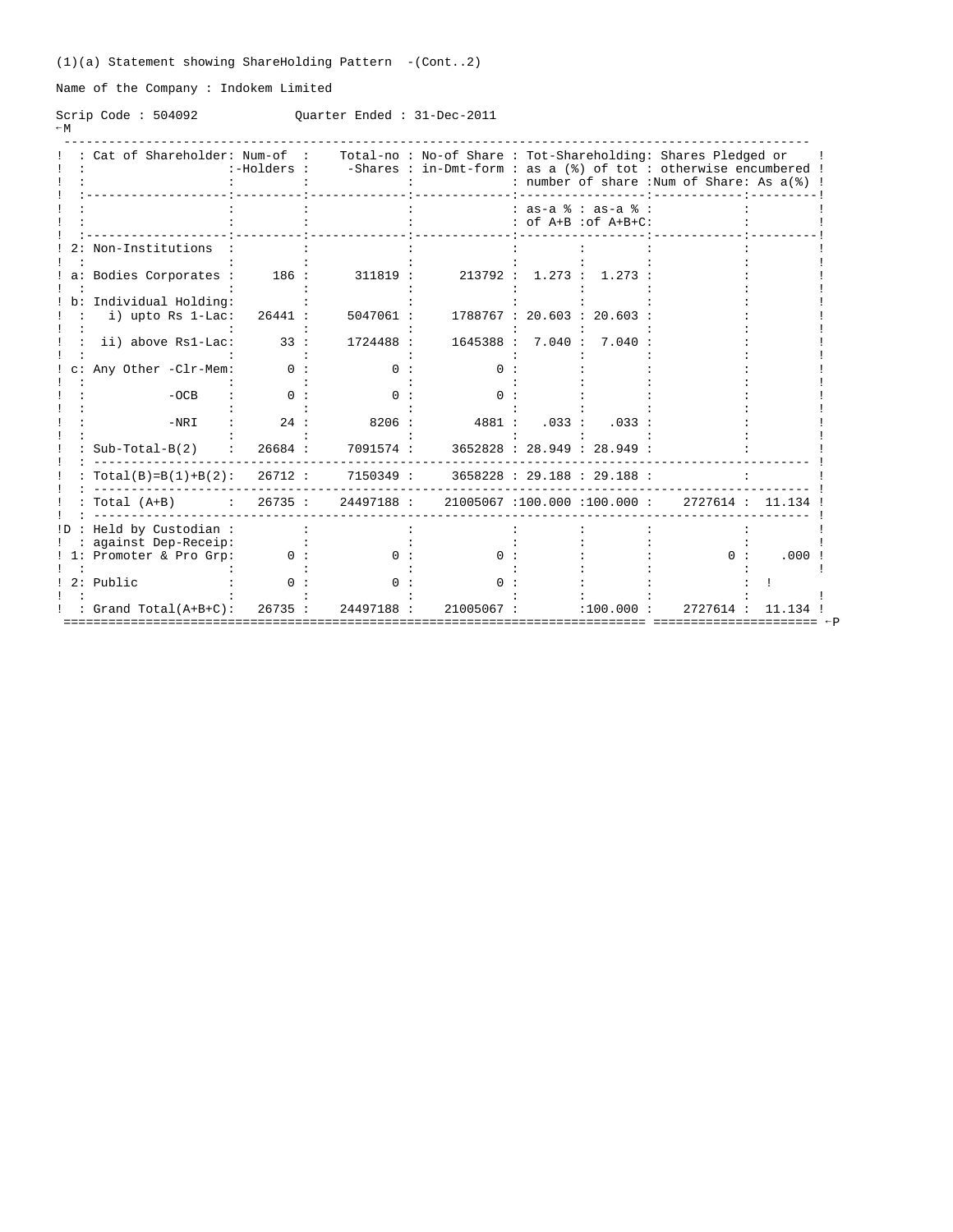(1)(a) Statement showing ShareHolding Pattern -(Cont..2)

Name of the Company : Indokem Limited

Scrip Code : 504092 Quarter Ended : 31-Dec-2011

| | Cat of Shareholder | Num-of-Holders | Total-no-Shares | No-of Share in-Dmt-form | Tot-Shareholding: as a (%) of tot number of share | | Shares Pledged or otherwise encumbered | |
|---|---|---|---|---|---|---|---|---|
| | | | | | as-a % of A+B | as-a % of A+B+C | Num of Share | As a(%) |
| 2 | Non-Institutions | | | | | | | |
| a | Bodies Corporates | 186 | 311819 | 213792 | 1.273 | 1.273 | | |
| b | Individual Holding: | | | | | | | |
| | i) upto Rs 1-Lac | 26441 | 5047061 | 1788767 | 20.603 | 20.603 | | |
| | ii) above Rs1-Lac | 33 | 1724488 | 1645388 | 7.040 | 7.040 | | |
| c | Any Other -Clr-Mem | 0 | 0 | 0 | | | | |
| | -OCB | 0 | 0 | 0 | | | | |
| | -NRI | 24 | 8206 | 4881 | .033 | .033 | | |
| | Sub-Total-B(2) | 26684 | 7091574 | 3652828 | 28.949 | 28.949 | | |
| | Total(B)=B(1)+B(2) | 26712 | 7150349 | 3658228 | 29.188 | 29.188 | | |
| | Total (A+B) | 26735 | 24497188 | 21005067 | 100.000 | 100.000 | 2727614 | 11.134 |
| D | Held by Custodian against Dep-Receip | | | | | | | |
| 1 | Promoter & Pro Grp | 0 | 0 | 0 | | | 0 | .000 |
| 2 | Public | 0 | 0 | 0 | | | | ! |
| | Grand Total(A+B+C) | 26735 | 24497188 | 21005067 | | 100.000 | 2727614 | 11.134 |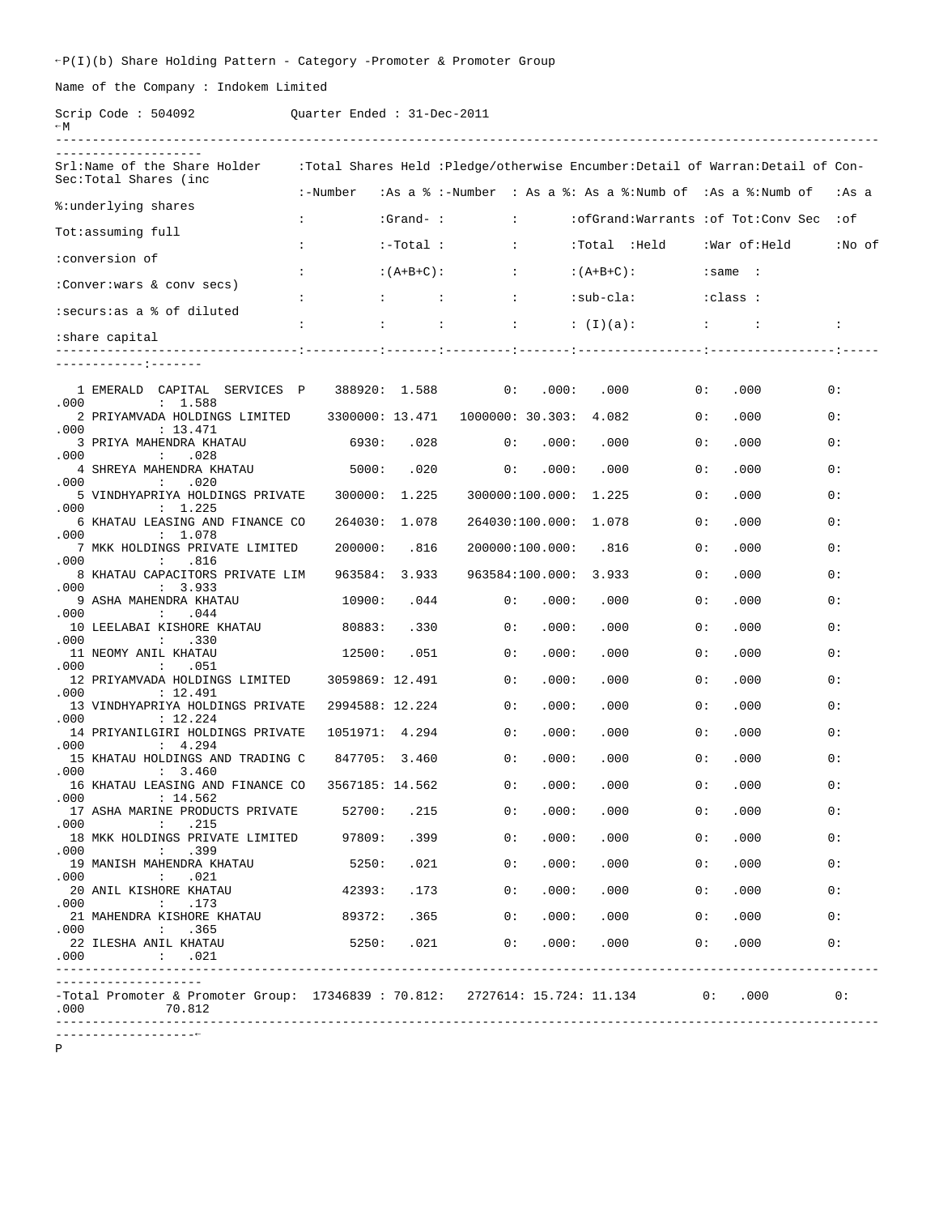P(I)(b) Share Holding Pattern - Category -Promoter & Promoter Group

Name of the Company : Indokem Limited

Scrip Code : 504092 Quarter Ended : 31-Dec-2011

| Srl | Name of the Share Holder | Total Shares Held - Number | Total Shares Held - As a % of Grand-Total (A+B+C) | Pledge/otherwise Encumber - Number | Pledge/otherwise Encumber - As a % | Pledge/otherwise Encumber - As a % of Grand Total (A+B+C) sub-cla: (I)(a) | Detail of Warrants - Numb of Warrants Held | Detail of Warrants - As a % of Tot: War of same class | Detail of Con-Sec - Numb of Conv Sec Held | Detail of Con-Sec - As a % of Tot: No of Conver: securs | Total Shares (inc underlying shares assuming full conversion of wars & conv secs) as a % of diluted share capital |
|---|---|---|---|---|---|---|---|---|---|---|---|
| 1 | EMERALD CAPITAL SERVICES P | 388920 | 1.588 | 0 | .000 | .000 | 0 | .000 | 0 | .000 | 1.588 |
| 2 | PRIYAMVADA HOLDINGS LIMITED | 3300000 | 13.471 | 1000000 | 30.303 | 4.082 | 0 | .000 | 0 | .000 | 13.471 |
| 3 | PRIYA MAHENDRA KHATAU | 6930 | .028 | 0 | .000 | .000 | 0 | .000 | 0 | .000 | .028 |
| 4 | SHREYA MAHENDRA KHATAU | 5000 | .020 | 0 | .000 | .000 | 0 | .000 | 0 | .000 | .020 |
| 5 | VINDHYAPRIYA HOLDINGS PRIVATE | 300000 | 1.225 | 300000 | 100.000 | 1.225 | 0 | .000 | 0 | .000 | 1.225 |
| 6 | KHATAU LEASING AND FINANCE CO | 264030 | 1.078 | 264030 | 100.000 | 1.078 | 0 | .000 | 0 | .000 | 1.078 |
| 7 | MKK HOLDINGS PRIVATE LIMITED | 200000 | .816 | 200000 | 100.000 | .816 | 0 | .000 | 0 | .000 | .816 |
| 8 | KHATAU CAPACITORS PRIVATE LIM | 963584 | 3.933 | 963584 | 100.000 | 3.933 | 0 | .000 | 0 | .000 | 3.933 |
| 9 | ASHA MAHENDRA KHATAU | 10900 | .044 | 0 | .000 | .000 | 0 | .000 | 0 | .000 | .044 |
| 10 | LEELABAI KISHORE KHATAU | 80883 | .330 | 0 | .000 | .000 | 0 | .000 | 0 | .000 | .330 |
| 11 | NEOMY ANIL KHATAU | 12500 | .051 | 0 | .000 | .000 | 0 | .000 | 0 | .000 | .051 |
| 12 | PRIYAMVADA HOLDINGS LIMITED | 3059869 | 12.491 | 0 | .000 | .000 | 0 | .000 | 0 | .000 | 12.491 |
| 13 | VINDHYAPRIYA HOLDINGS PRIVATE | 2994588 | 12.224 | 0 | .000 | .000 | 0 | .000 | 0 | .000 | 12.224 |
| 14 | PRIYANILGIRI HOLDINGS PRIVATE | 1051971 | 4.294 | 0 | .000 | .000 | 0 | .000 | 0 | .000 | 4.294 |
| 15 | KHATAU HOLDINGS AND TRADING C | 847705 | 3.460 | 0 | .000 | .000 | 0 | .000 | 0 | .000 | 3.460 |
| 16 | KHATAU LEASING AND FINANCE CO | 3567185 | 14.562 | 0 | .000 | .000 | 0 | .000 | 0 | .000 | 14.562 |
| 17 | ASHA MARINE PRODUCTS PRIVATE | 52700 | .215 | 0 | .000 | .000 | 0 | .000 | 0 | .000 | .215 |
| 18 | MKK HOLDINGS PRIVATE LIMITED | 97809 | .399 | 0 | .000 | .000 | 0 | .000 | 0 | .000 | .399 |
| 19 | MANISH MAHENDRA KHATAU | 5250 | .021 | 0 | .000 | .000 | 0 | .000 | 0 | .000 | .021 |
| 20 | ANIL KISHORE KHATAU | 42393 | .173 | 0 | .000 | .000 | 0 | .000 | 0 | .000 | .173 |
| 21 | MAHENDRA KISHORE KHATAU | 89372 | .365 | 0 | .000 | .000 | 0 | .000 | 0 | .000 | .365 |
| 22 | ILESHA ANIL KHATAU | 5250 | .021 | 0 | .000 | .000 | 0 | .000 | 0 | .000 | .021 |
| | -Total Promoter & Promoter Group: | 17346839 | 70.812 | 2727614 | 15.724 | 11.134 | 0 | .000 | 0 | .000 | 70.812 |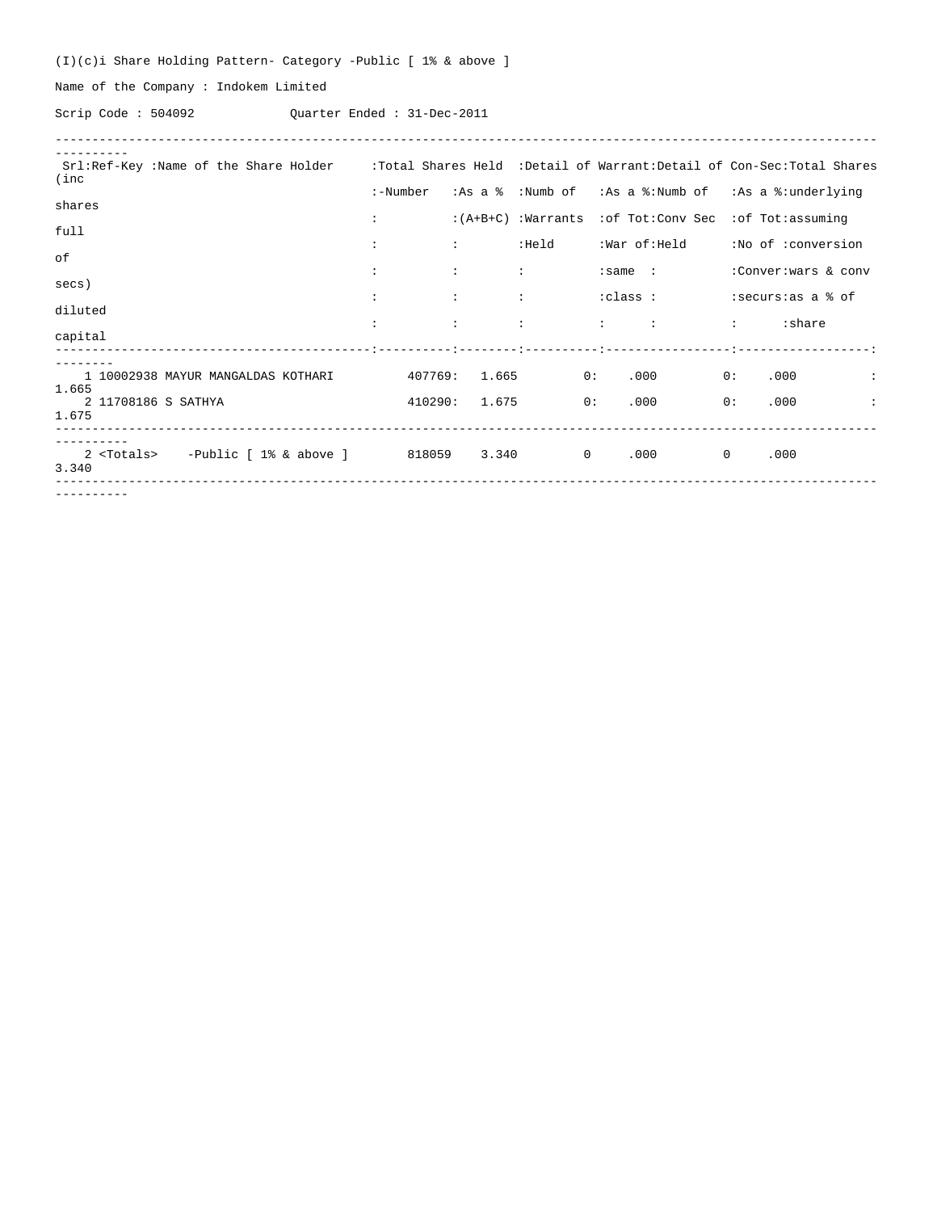(I)(c)i Share Holding Pattern- Category -Public [ 1% & above ]

Name of the Company : Indokem Limited

Scrip Code : 504092 Quarter Ended : 31-Dec-2011

| Srl | Ref-Key | Name of the Share Holder | Total Shares Held - Number | Total Shares Held - As a % (A+B+C) | Detail of Warrant - Numb of Warrants Held | Detail of Warrant - As a % of Tot War of same class | Detail of Con-Sec - Numb of Conv Sec Held | Detail of Con-Sec - As a % of Tot No of Conver securs | Total Shares (inc underlying shares assuming full conversion of wars & conv secs) as a % of diluted share capital |
|---|---|---|---|---|---|---|---|---|---|
| 1 | 10002938 | MAYUR MANGALDAS KOTHARI | 407769 | 1.665 | 0 | .000 | 0 | .000 | 1.665 |
| 2 | 11708186 | S SATHYA | 410290 | 1.675 | 0 | .000 | 0 | .000 | 1.675 |
| 2 | | <Totals> -Public [ 1% & above ] | 818059 | 3.340 | 0 | .000 | 0 | .000 | 3.340 |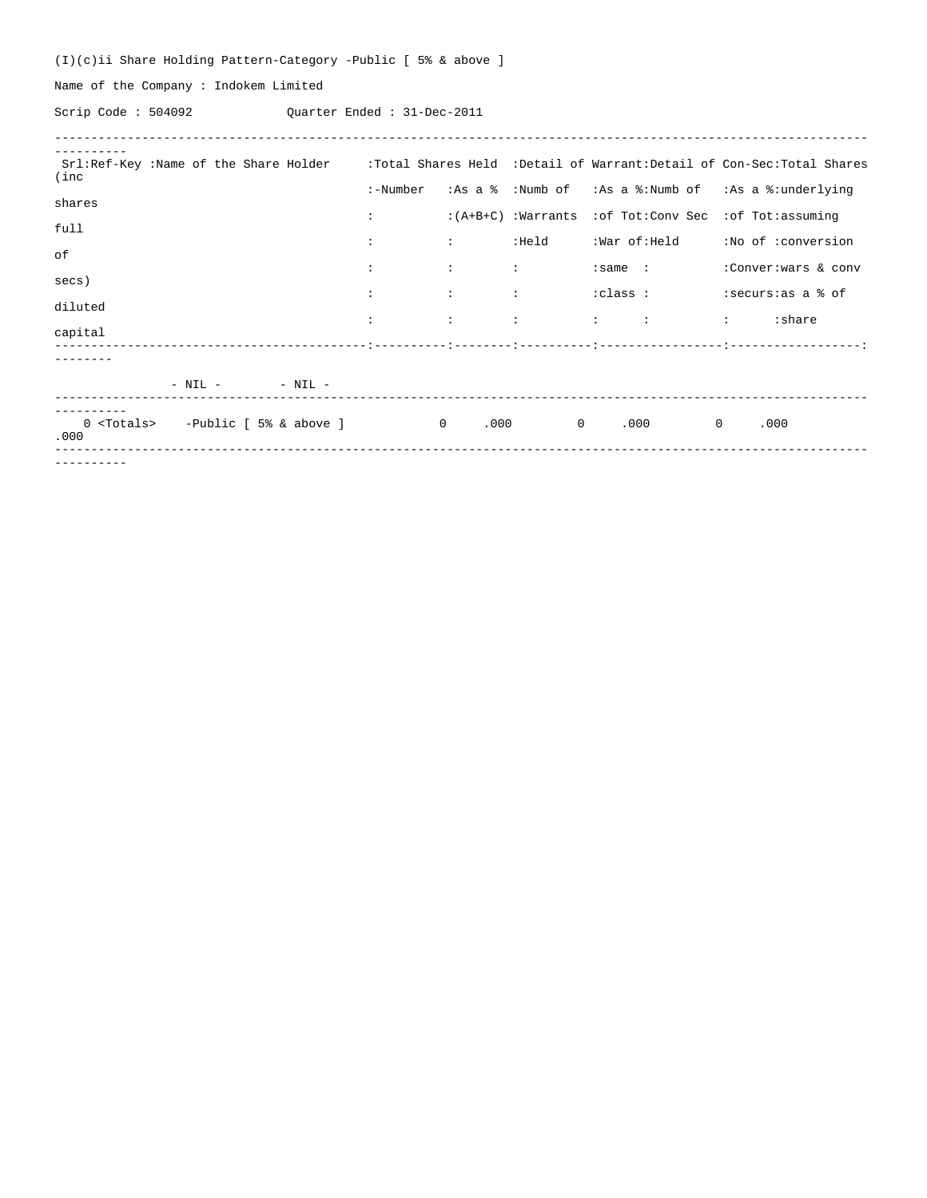(I)(c)ii Share Holding Pattern-Category -Public [ 5% & above ]

Name of the Company : Indokem Limited

Scrip Code : 504092 Quarter Ended : 31-Dec-2011

| Srl:Ref-Key | Name of the Share Holder | Total Shares Held -Number | As a % (A+B+C) | Detail of Warrant Numb of Warrants Held | As a % of Tot War of same class | Detail of Con-Sec Numb of Conv Sec Held | As a % of Tot No of Conver secur | Total Shares (inc shares underlying assuming full conversion of wars & conv secs) as a % of diluted share capital |
|---|---|---|---|---|---|---|---|---|
| - NIL - | - NIL - | | | | | | | |
| 0 <Totals> | -Public [ 5% & above ] | 0 | .000 | 0 | .000 | 0 | .000 | .000 |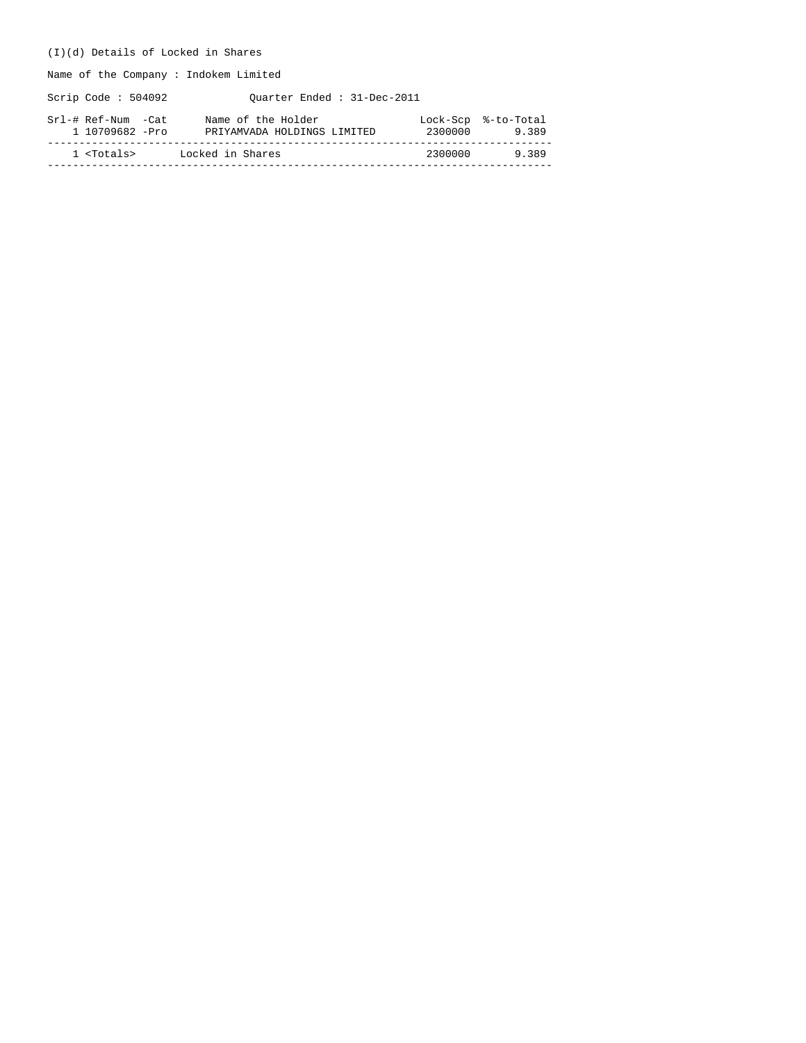(I)(d) Details of Locked in Shares

Name of the Company : Indokem Limited

Scrip Code : 504092 Quarter Ended : 31-Dec-2011

| Srl-# | Ref-Num | -Cat | Name of the Holder | Lock-Scp | %-to-Total |
|---|---|---|---|---|---|
| 1 | 10709682 | -Pro | PRIYAMVADA HOLDINGS LIMITED | 2300000 | 9.389 |
| 1 | <Totals> | | Locked in Shares | 2300000 | 9.389 |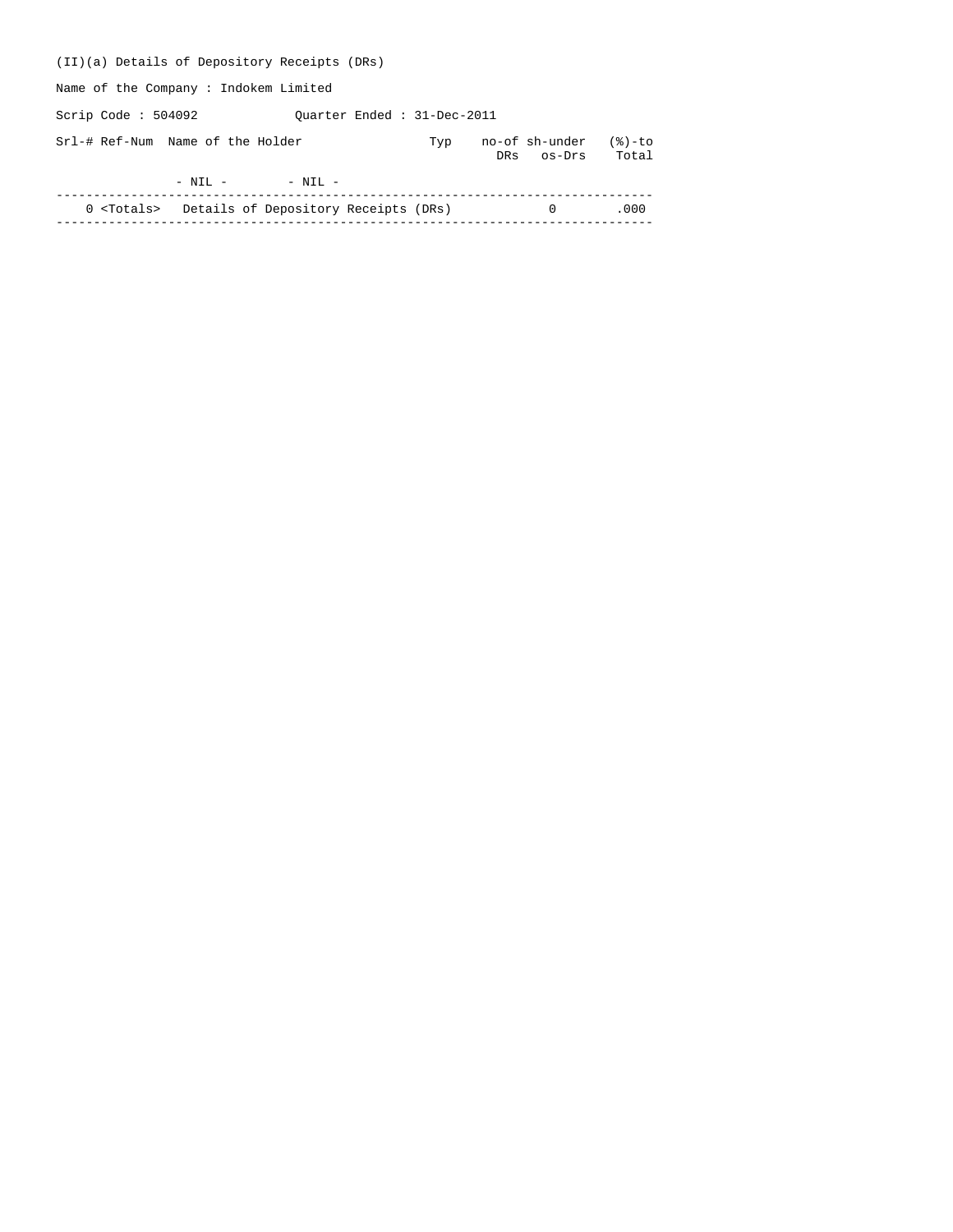(II)(a) Details of Depository Receipts (DRs)

Name of the Company : Indokem Limited

Scrip Code : 504092 Quarter Ended : 31-Dec-2011

| Srl-# | Ref-Num | Name of the Holder | Typ | no-of DRs | sh-under os-Drs | (%)-to Total |
|---|---|---|---|---|---|---|
| | - NIL - | - NIL - | | | | |
| 0 | <Totals> | Details of Depository Receipts (DRs) | | | 0 | .000 |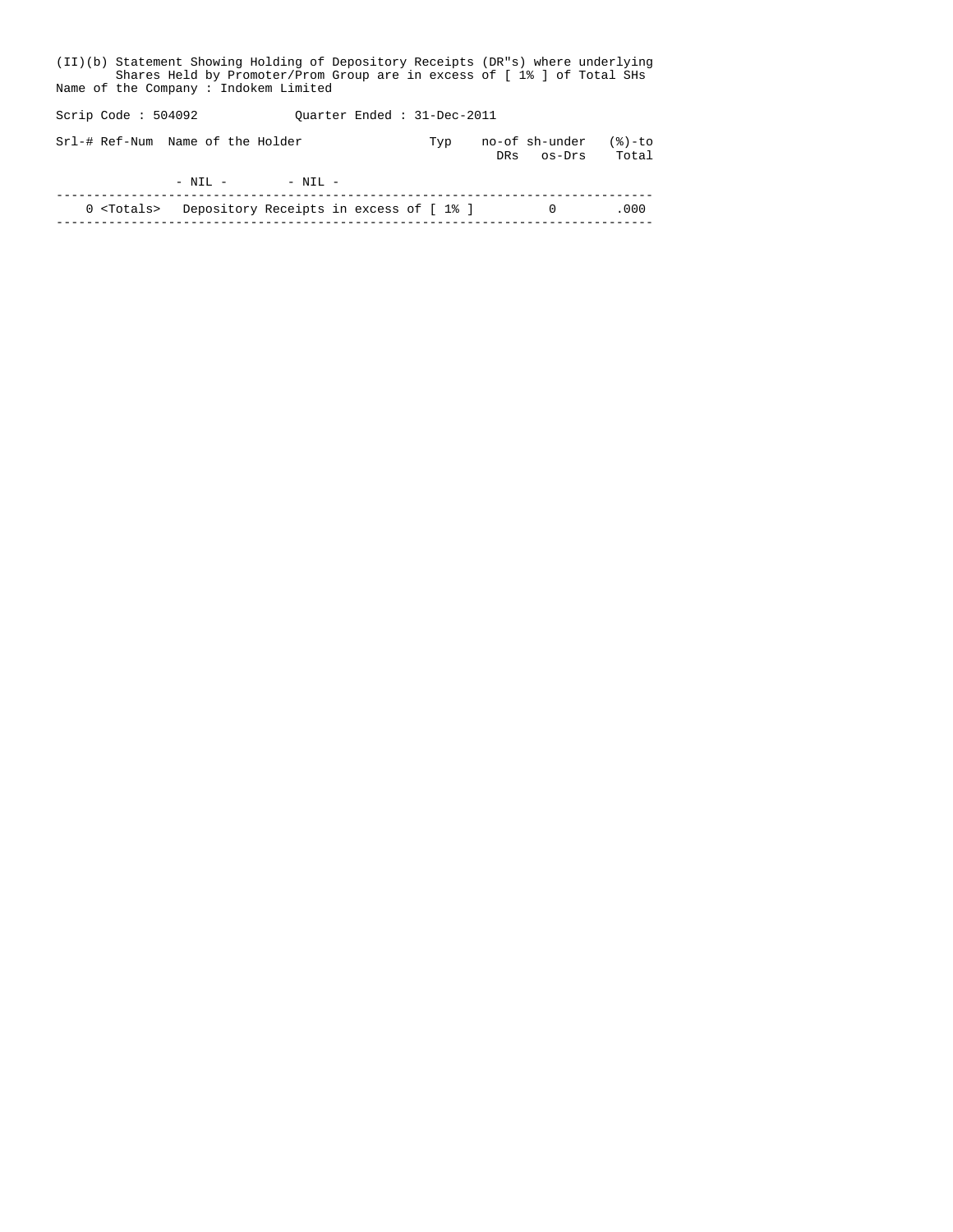(II)(b) Statement Showing Holding of Depository Receipts (DR"s) where underlying Shares Held by Promoter/Prom Group are in excess of [ 1% ] of Total SHs

Name of the Company : Indokem Limited

Scrip Code : 504092 Quarter Ended : 31-Dec-2011

| Srl-# | Ref-Num | Name of the Holder | Typ | no-of DRs | sh-under os-Drs | (%)-to Total |
|---|---|---|---|---|---|---|
| | - NIL - | - NIL - | | | | |
| 0 | <Totals> | Depository Receipts in excess of [ 1% ] | | | 0 | .000 |